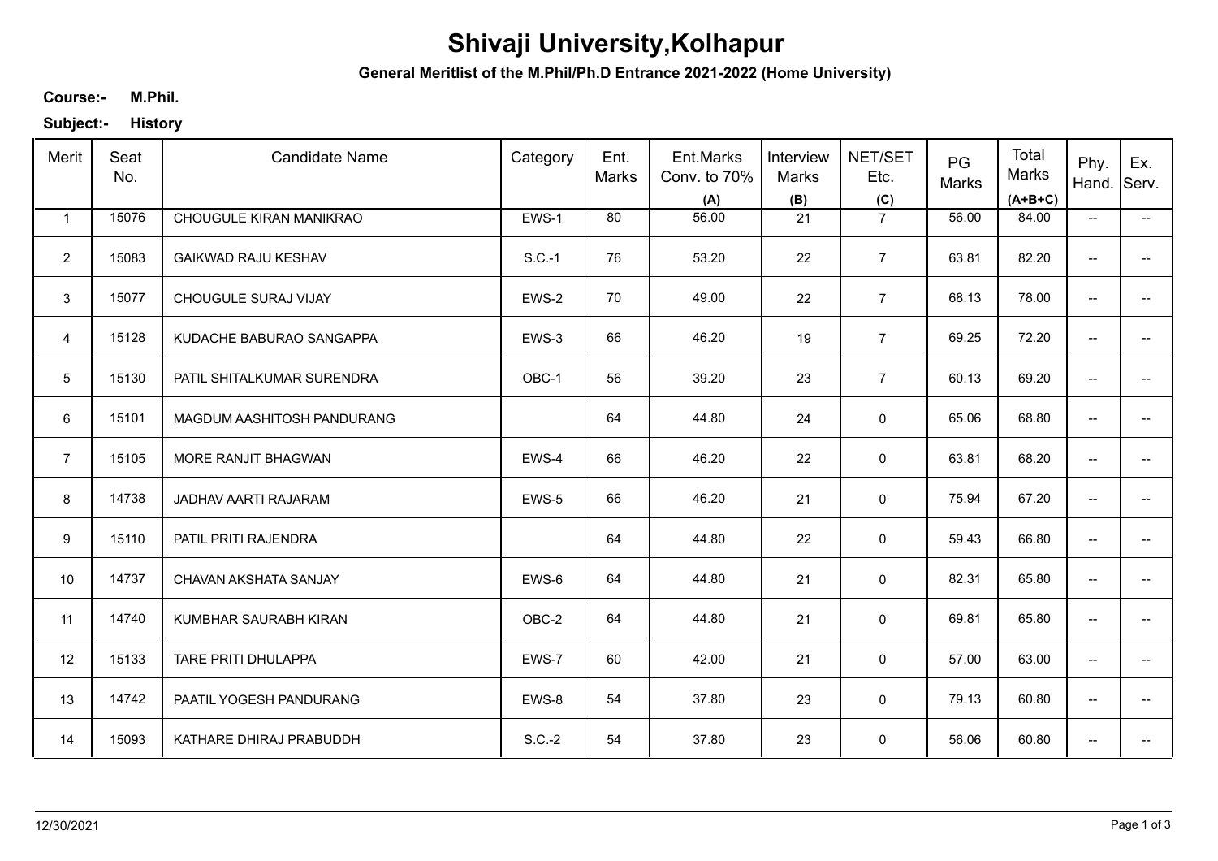# Shivaji University,Kolhapur

**General Meritlist of the M.Phil/Ph.D Entrance 2021-2022 (Home University)**

**Course:-** **M.Phil.**

**Subject:-** **History**

| Merit | Seat No. | Candidate Name | Category | Ent. Marks | Ent.Marks Conv. to 70% (A) | Interview Marks (B) | NET/SET Etc. (C) | PG Marks | Total Marks (A+B+C) | Phy. Hand. | Ex. Serv. |
|---|---|---|---|---|---|---|---|---|---|---|---|
| 1 | 15076 | CHOUGULE KIRAN MANIKRAO | EWS-1 | 80 | 56.00 | 21 | 7 | 56.00 | 84.00 | -- | -- |
| 2 | 15083 | GAIKWAD RAJU KESHAV | S.C.-1 | 76 | 53.20 | 22 | 7 | 63.81 | 82.20 | -- | -- |
| 3 | 15077 | CHOUGULE SURAJ VIJAY | EWS-2 | 70 | 49.00 | 22 | 7 | 68.13 | 78.00 | -- | -- |
| 4 | 15128 | KUDACHE BABURAO SANGAPPA | EWS-3 | 66 | 46.20 | 19 | 7 | 69.25 | 72.20 | -- | -- |
| 5 | 15130 | PATIL SHITALKUMAR SURENDRA | OBC-1 | 56 | 39.20 | 23 | 7 | 60.13 | 69.20 | -- | -- |
| 6 | 15101 | MAGDUM AASHITOSH PANDURANG | | 64 | 44.80 | 24 | 0 | 65.06 | 68.80 | -- | -- |
| 7 | 15105 | MORE RANJIT BHAGWAN | EWS-4 | 66 | 46.20 | 22 | 0 | 63.81 | 68.20 | -- | -- |
| 8 | 14738 | JADHAV AARTI RAJARAM | EWS-5 | 66 | 46.20 | 21 | 0 | 75.94 | 67.20 | -- | -- |
| 9 | 15110 | PATIL PRITI RAJENDRA | | 64 | 44.80 | 22 | 0 | 59.43 | 66.80 | -- | -- |
| 10 | 14737 | CHAVAN AKSHATA SANJAY | EWS-6 | 64 | 44.80 | 21 | 0 | 82.31 | 65.80 | -- | -- |
| 11 | 14740 | KUMBHAR SAURABH KIRAN | OBC-2 | 64 | 44.80 | 21 | 0 | 69.81 | 65.80 | -- | -- |
| 12 | 15133 | TARE PRITI DHULAPPA | EWS-7 | 60 | 42.00 | 21 | 0 | 57.00 | 63.00 | -- | -- |
| 13 | 14742 | PAATIL YOGESH PANDURANG | EWS-8 | 54 | 37.80 | 23 | 0 | 79.13 | 60.80 | -- | -- |
| 14 | 15093 | KATHARE DHIRAJ PRABUDDH | S.C.-2 | 54 | 37.80 | 23 | 0 | 56.06 | 60.80 | -- | -- |

12/30/2021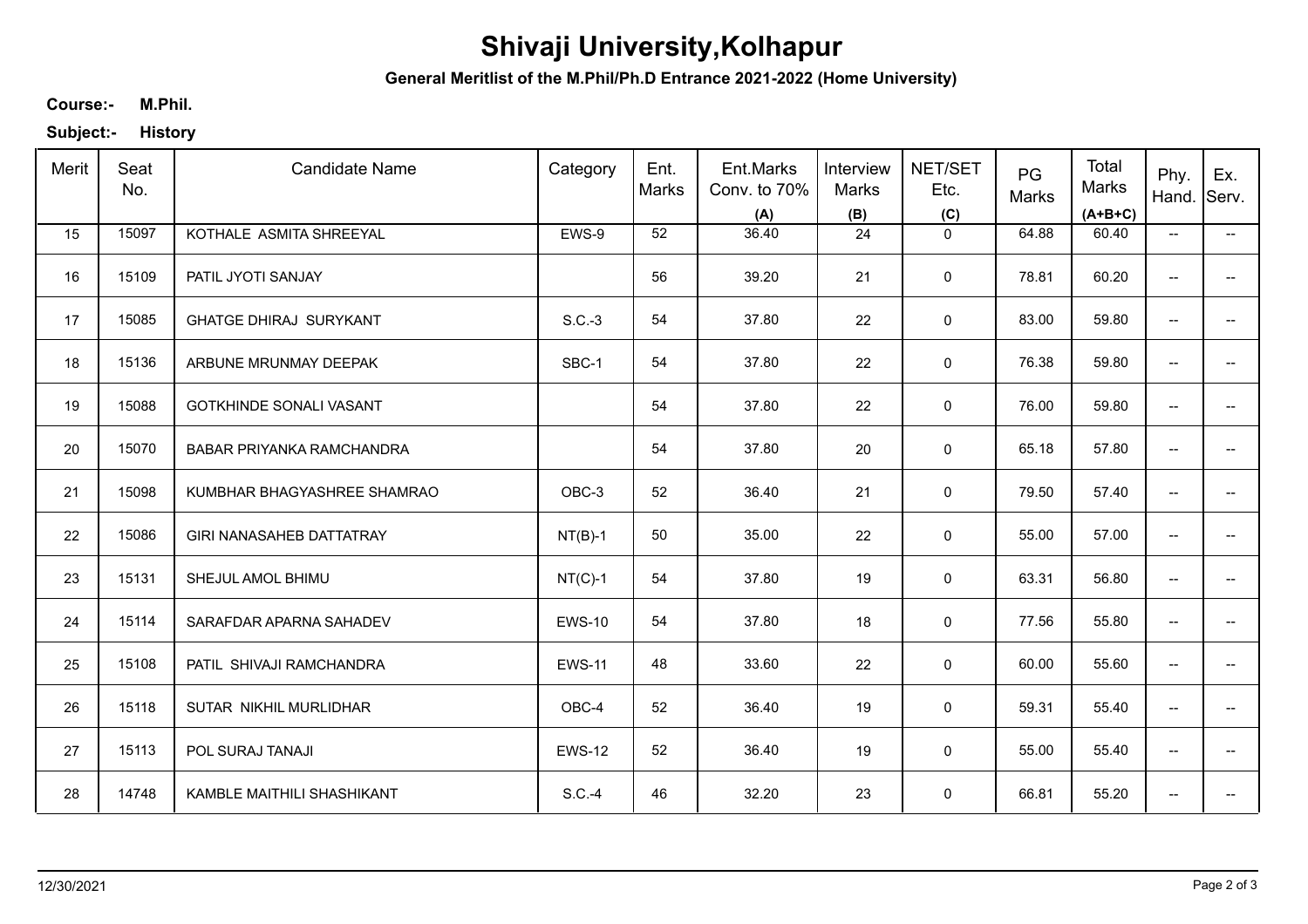# Shivaji University,Kolhapur

**General Meritlist of the M.Phil/Ph.D Entrance 2021-2022 (Home University)**

**Course:-** **M.Phil.**

**Subject:-** **History**

| Merit | Seat No. | Candidate Name | Category | Ent. Marks | Ent.Marks Conv. to 70% (A) | Interview Marks (B) | NET/SET Etc. (C) | PG Marks | Total Marks (A+B+C) | Phy. Hand. | Ex. Serv. |
|---|---|---|---|---|---|---|---|---|---|---|---|
| 15 | 15097 | KOTHALE ASMITA SHREEYAL | EWS-9 | 52 | 36.40 | 24 | 0 | 64.88 | 60.40 | -- | -- |
| 16 | 15109 | PATIL JYOTI SANJAY | | 56 | 39.20 | 21 | 0 | 78.81 | 60.20 | -- | -- |
| 17 | 15085 | GHATGE DHIRAJ SURYKANT | S.C.-3 | 54 | 37.80 | 22 | 0 | 83.00 | 59.80 | -- | -- |
| 18 | 15136 | ARBUNE MRUNMAY DEEPAK | SBC-1 | 54 | 37.80 | 22 | 0 | 76.38 | 59.80 | -- | -- |
| 19 | 15088 | GOTKHINDE SONALI VASANT | | 54 | 37.80 | 22 | 0 | 76.00 | 59.80 | -- | -- |
| 20 | 15070 | BABAR PRIYANKA RAMCHANDRA | | 54 | 37.80 | 20 | 0 | 65.18 | 57.80 | -- | -- |
| 21 | 15098 | KUMBHAR BHAGYASHREE SHAMRAO | OBC-3 | 52 | 36.40 | 21 | 0 | 79.50 | 57.40 | -- | -- |
| 22 | 15086 | GIRI NANASAHEB DATTATRAY | NT(B)-1 | 50 | 35.00 | 22 | 0 | 55.00 | 57.00 | -- | -- |
| 23 | 15131 | SHEJUL AMOL BHIMU | NT(C)-1 | 54 | 37.80 | 19 | 0 | 63.31 | 56.80 | -- | -- |
| 24 | 15114 | SARAFDAR APARNA SAHADEV | EWS-10 | 54 | 37.80 | 18 | 0 | 77.56 | 55.80 | -- | -- |
| 25 | 15108 | PATIL SHIVAJI RAMCHANDRA | EWS-11 | 48 | 33.60 | 22 | 0 | 60.00 | 55.60 | -- | -- |
| 26 | 15118 | SUTAR NIKHIL MURLIDHAR | OBC-4 | 52 | 36.40 | 19 | 0 | 59.31 | 55.40 | -- | -- |
| 27 | 15113 | POL SURAJ TANAJI | EWS-12 | 52 | 36.40 | 19 | 0 | 55.00 | 55.40 | -- | -- |
| 28 | 14748 | KAMBLE MAITHILI SHASHIKANT | S.C.-4 | 46 | 32.20 | 23 | 0 | 66.81 | 55.20 | -- | -- |

12/30/2021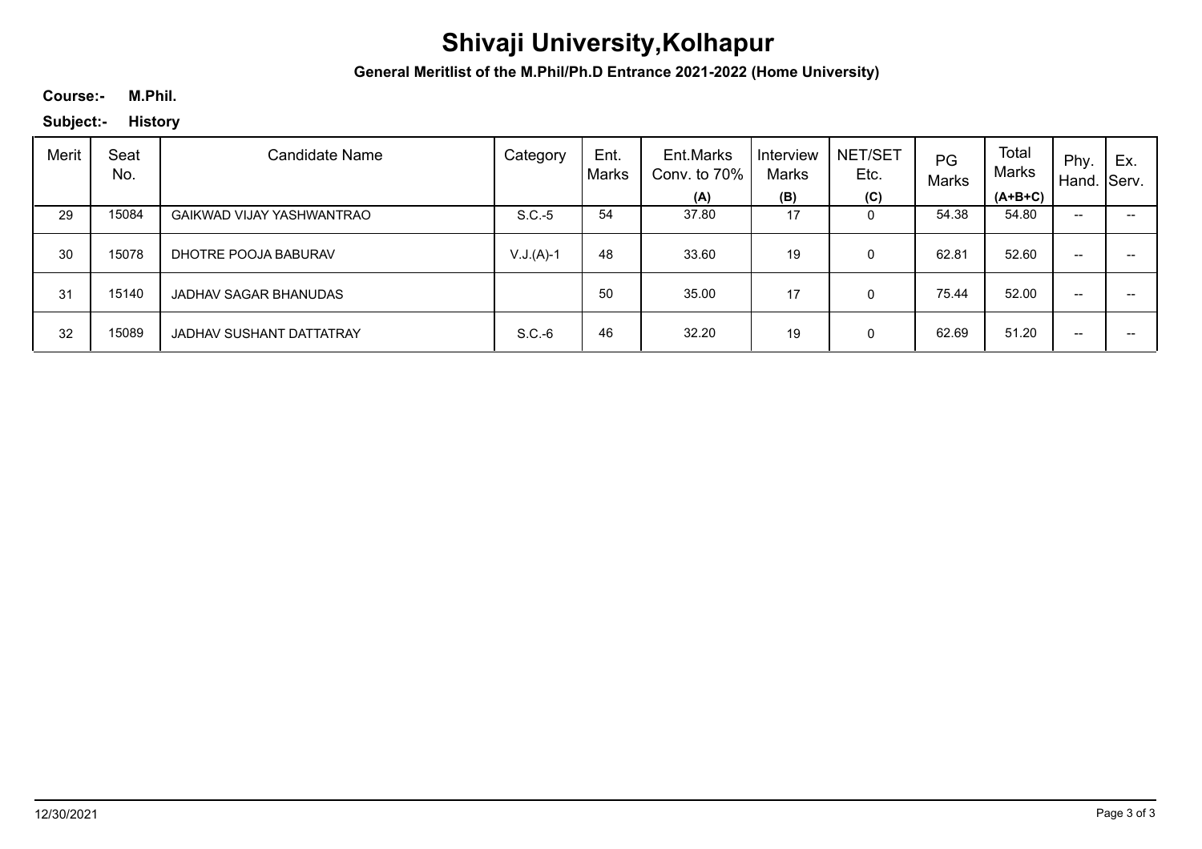# Shivaji University,Kolhapur

**General Meritlist of the M.Phil/Ph.D Entrance 2021-2022 (Home University)**

**Course:-** **M.Phil.**

**Subject:-** **History**

| Merit | Seat No. | Candidate Name | Category | Ent. Marks | Ent.Marks Conv. to 70% (A) | Interview Marks (B) | NET/SET Etc. (C) | PG Marks | Total Marks (A+B+C) | Phy. Hand. | Ex. Serv. |
|---|---|---|---|---|---|---|---|---|---|---|---|
| 29 | 15084 | GAIKWAD VIJAY YASHWANTRAO | S.C.-5 | 54 | 37.80 | 17 | 0 | 54.38 | 54.80 | -- | -- |
| 30 | 15078 | DHOTRE POOJA BABURAV | V.J.(A)-1 | 48 | 33.60 | 19 | 0 | 62.81 | 52.60 | -- | -- |
| 31 | 15140 | JADHAV SAGAR BHANUDAS | | 50 | 35.00 | 17 | 0 | 75.44 | 52.00 | -- | -- |
| 32 | 15089 | JADHAV SUSHANT DATTATRAY | S.C.-6 | 46 | 32.20 | 19 | 0 | 62.69 | 51.20 | -- | -- |

12/30/2021